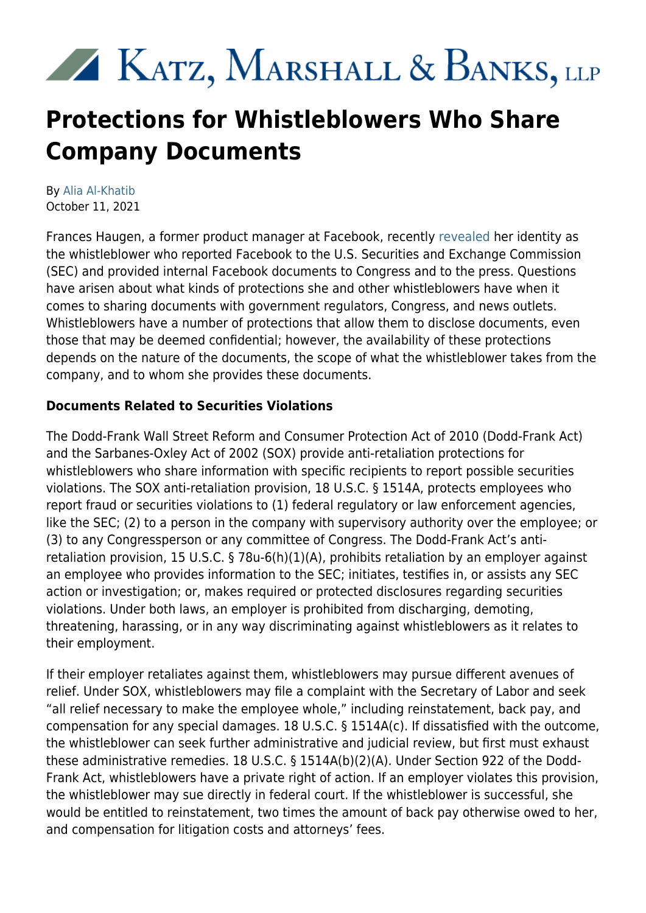Katz, Marshall & Banks, LLP

# Protections for Whistleblowers Who Share Company Documents

By Alia Al-Khatib
October 11, 2021

Frances Haugen, a former product manager at Facebook, recently revealed her identity as the whistleblower who reported Facebook to the U.S. Securities and Exchange Commission (SEC) and provided internal Facebook documents to Congress and to the press. Questions have arisen about what kinds of protections she and other whistleblowers have when it comes to sharing documents with government regulators, Congress, and news outlets. Whistleblowers have a number of protections that allow them to disclose documents, even those that may be deemed confidential; however, the availability of these protections depends on the nature of the documents, the scope of what the whistleblower takes from the company, and to whom she provides these documents.

**Documents Related to Securities Violations**

The Dodd-Frank Wall Street Reform and Consumer Protection Act of 2010 (Dodd-Frank Act) and the Sarbanes-Oxley Act of 2002 (SOX) provide anti-retaliation protections for whistleblowers who share information with specific recipients to report possible securities violations. The SOX anti-retaliation provision, 18 U.S.C. § 1514A, protects employees who report fraud or securities violations to (1) federal regulatory or law enforcement agencies, like the SEC; (2) to a person in the company with supervisory authority over the employee; or (3) to any Congressperson or any committee of Congress. The Dodd-Frank Act's anti-retaliation provision, 15 U.S.C. § 78u-6(h)(1)(A), prohibits retaliation by an employer against an employee who provides information to the SEC; initiates, testifies in, or assists any SEC action or investigation; or, makes required or protected disclosures regarding securities violations. Under both laws, an employer is prohibited from discharging, demoting, threatening, harassing, or in any way discriminating against whistleblowers as it relates to their employment.

If their employer retaliates against them, whistleblowers may pursue different avenues of relief. Under SOX, whistleblowers may file a complaint with the Secretary of Labor and seek "all relief necessary to make the employee whole," including reinstatement, back pay, and compensation for any special damages. 18 U.S.C. § 1514A(c). If dissatisfied with the outcome, the whistleblower can seek further administrative and judicial review, but first must exhaust these administrative remedies. 18 U.S.C. § 1514A(b)(2)(A). Under Section 922 of the Dodd-Frank Act, whistleblowers have a private right of action. If an employer violates this provision, the whistleblower may sue directly in federal court. If the whistleblower is successful, she would be entitled to reinstatement, two times the amount of back pay otherwise owed to her, and compensation for litigation costs and attorneys' fees.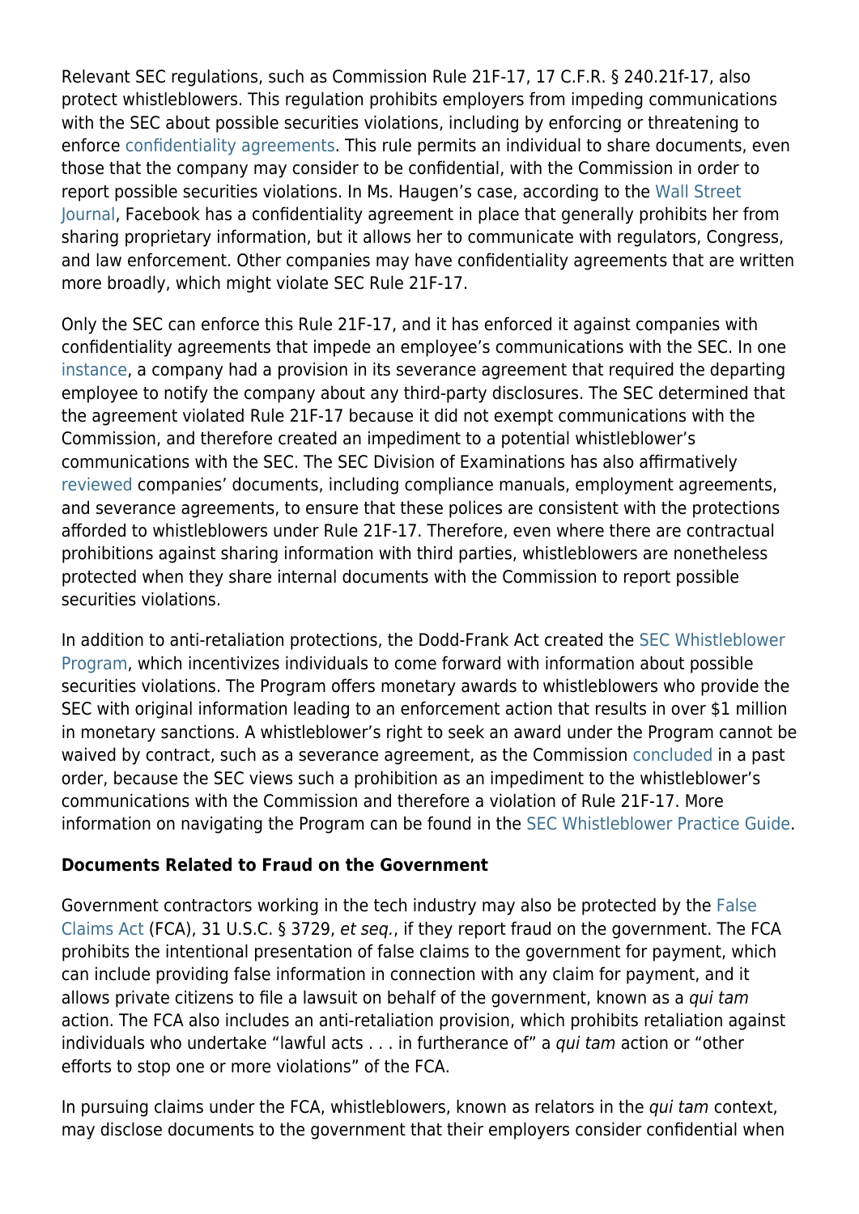Relevant SEC regulations, such as Commission Rule 21F-17, 17 C.F.R. § 240.21f-17, also protect whistleblowers. This regulation prohibits employers from impeding communications with the SEC about possible securities violations, including by enforcing or threatening to enforce confidentiality agreements. This rule permits an individual to share documents, even those that the company may consider to be confidential, with the Commission in order to report possible securities violations. In Ms. Haugen's case, according to the Wall Street Journal, Facebook has a confidentiality agreement in place that generally prohibits her from sharing proprietary information, but it allows her to communicate with regulators, Congress, and law enforcement. Other companies may have confidentiality agreements that are written more broadly, which might violate SEC Rule 21F-17.

Only the SEC can enforce this Rule 21F-17, and it has enforced it against companies with confidentiality agreements that impede an employee's communications with the SEC. In one instance, a company had a provision in its severance agreement that required the departing employee to notify the company about any third-party disclosures. The SEC determined that the agreement violated Rule 21F-17 because it did not exempt communications with the Commission, and therefore created an impediment to a potential whistleblower's communications with the SEC. The SEC Division of Examinations has also affirmatively reviewed companies' documents, including compliance manuals, employment agreements, and severance agreements, to ensure that these polices are consistent with the protections afforded to whistleblowers under Rule 21F-17. Therefore, even where there are contractual prohibitions against sharing information with third parties, whistleblowers are nonetheless protected when they share internal documents with the Commission to report possible securities violations.

In addition to anti-retaliation protections, the Dodd-Frank Act created the SEC Whistleblower Program, which incentivizes individuals to come forward with information about possible securities violations. The Program offers monetary awards to whistleblowers who provide the SEC with original information leading to an enforcement action that results in over $1 million in monetary sanctions. A whistleblower's right to seek an award under the Program cannot be waived by contract, such as a severance agreement, as the Commission concluded in a past order, because the SEC views such a prohibition as an impediment to the whistleblower's communications with the Commission and therefore a violation of Rule 21F-17. More information on navigating the Program can be found in the SEC Whistleblower Practice Guide.

**Documents Related to Fraud on the Government**

Government contractors working in the tech industry may also be protected by the False Claims Act (FCA), 31 U.S.C. § 3729, *et seq.*, if they report fraud on the government. The FCA prohibits the intentional presentation of false claims to the government for payment, which can include providing false information in connection with any claim for payment, and it allows private citizens to file a lawsuit on behalf of the government, known as a *qui tam* action. The FCA also includes an anti-retaliation provision, which prohibits retaliation against individuals who undertake "lawful acts . . . in furtherance of" a *qui tam* action or "other efforts to stop one or more violations" of the FCA.

In pursuing claims under the FCA, whistleblowers, known as relators in the *qui tam* context, may disclose documents to the government that their employers consider confidential when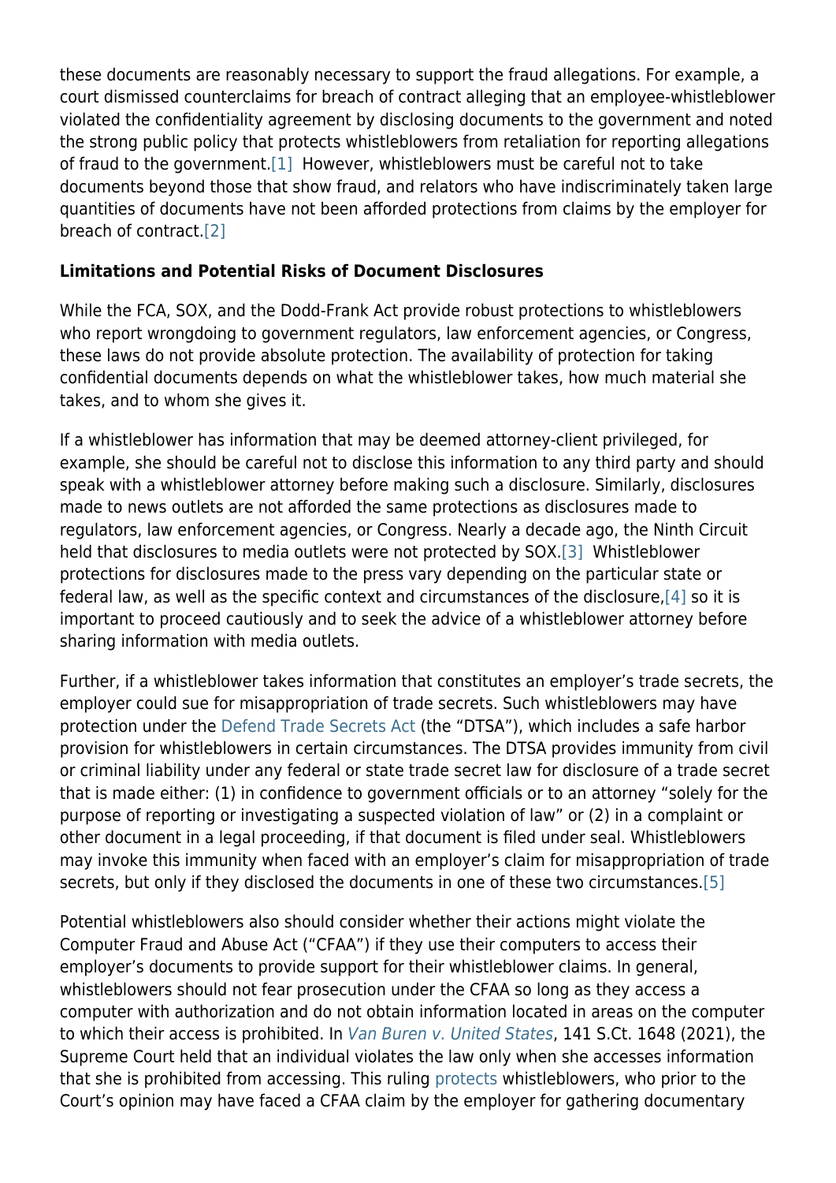these documents are reasonably necessary to support the fraud allegations. For example, a court dismissed counterclaims for breach of contract alleging that an employee-whistleblower violated the confidentiality agreement by disclosing documents to the government and noted the strong public policy that protects whistleblowers from retaliation for reporting allegations of fraud to the government.[1] However, whistleblowers must be careful not to take documents beyond those that show fraud, and relators who have indiscriminately taken large quantities of documents have not been afforded protections from claims by the employer for breach of contract.[2]

**Limitations and Potential Risks of Document Disclosures**

While the FCA, SOX, and the Dodd-Frank Act provide robust protections to whistleblowers who report wrongdoing to government regulators, law enforcement agencies, or Congress, these laws do not provide absolute protection. The availability of protection for taking confidential documents depends on what the whistleblower takes, how much material she takes, and to whom she gives it.

If a whistleblower has information that may be deemed attorney-client privileged, for example, she should be careful not to disclose this information to any third party and should speak with a whistleblower attorney before making such a disclosure. Similarly, disclosures made to news outlets are not afforded the same protections as disclosures made to regulators, law enforcement agencies, or Congress. Nearly a decade ago, the Ninth Circuit held that disclosures to media outlets were not protected by SOX.[3] Whistleblower protections for disclosures made to the press vary depending on the particular state or federal law, as well as the specific context and circumstances of the disclosure,[4] so it is important to proceed cautiously and to seek the advice of a whistleblower attorney before sharing information with media outlets.

Further, if a whistleblower takes information that constitutes an employer's trade secrets, the employer could sue for misappropriation of trade secrets. Such whistleblowers may have protection under the Defend Trade Secrets Act (the "DTSA"), which includes a safe harbor provision for whistleblowers in certain circumstances. The DTSA provides immunity from civil or criminal liability under any federal or state trade secret law for disclosure of a trade secret that is made either: (1) in confidence to government officials or to an attorney "solely for the purpose of reporting or investigating a suspected violation of law" or (2) in a complaint or other document in a legal proceeding, if that document is filed under seal. Whistleblowers may invoke this immunity when faced with an employer's claim for misappropriation of trade secrets, but only if they disclosed the documents in one of these two circumstances.[5]

Potential whistleblowers also should consider whether their actions might violate the Computer Fraud and Abuse Act ("CFAA") if they use their computers to access their employer's documents to provide support for their whistleblower claims. In general, whistleblowers should not fear prosecution under the CFAA so long as they access a computer with authorization and do not obtain information located in areas on the computer to which their access is prohibited. In *Van Buren v. United States*, 141 S.Ct. 1648 (2021), the Supreme Court held that an individual violates the law only when she accesses information that she is prohibited from accessing. This ruling protects whistleblowers, who prior to the Court's opinion may have faced a CFAA claim by the employer for gathering documentary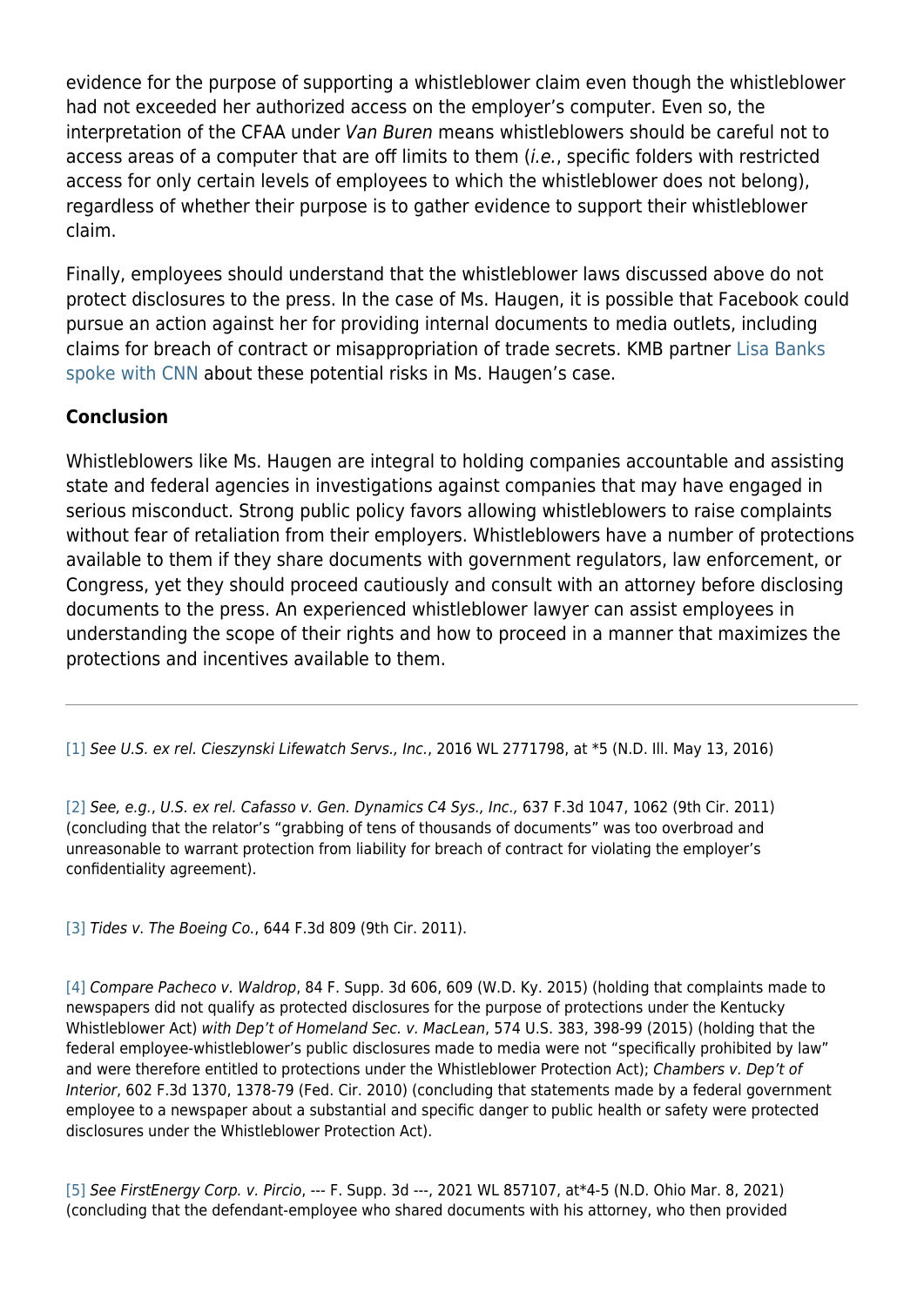evidence for the purpose of supporting a whistleblower claim even though the whistleblower had not exceeded her authorized access on the employer's computer. Even so, the interpretation of the CFAA under *Van Buren* means whistleblowers should be careful not to access areas of a computer that are off limits to them (*i.e.*, specific folders with restricted access for only certain levels of employees to which the whistleblower does not belong), regardless of whether their purpose is to gather evidence to support their whistleblower claim.

Finally, employees should understand that the whistleblower laws discussed above do not protect disclosures to the press. In the case of Ms. Haugen, it is possible that Facebook could pursue an action against her for providing internal documents to media outlets, including claims for breach of contract or misappropriation of trade secrets. KMB partner Lisa Banks spoke with CNN about these potential risks in Ms. Haugen's case.

**Conclusion**

Whistleblowers like Ms. Haugen are integral to holding companies accountable and assisting state and federal agencies in investigations against companies that may have engaged in serious misconduct. Strong public policy favors allowing whistleblowers to raise complaints without fear of retaliation from their employers. Whistleblowers have a number of protections available to them if they share documents with government regulators, law enforcement, or Congress, yet they should proceed cautiously and consult with an attorney before disclosing documents to the press. An experienced whistleblower lawyer can assist employees in understanding the scope of their rights and how to proceed in a manner that maximizes the protections and incentives available to them.

---

[1] *See U.S. ex rel. Cieszynski Lifewatch Servs., Inc.*, 2016 WL 2771798, at *5 (N.D. Ill. May 13, 2016)

[2] *See, e.g.*, *U.S. ex rel. Cafasso v. Gen. Dynamics C4 Sys., Inc.,* 637 F.3d 1047, 1062 (9th Cir. 2011) (concluding that the relator's "grabbing of tens of thousands of documents" was too overbroad and unreasonable to warrant protection from liability for breach of contract for violating the employer's confidentiality agreement).

[3] *Tides v. The Boeing Co.*, 644 F.3d 809 (9th Cir. 2011).

[4] *Compare Pacheco v. Waldrop*, 84 F. Supp. 3d 606, 609 (W.D. Ky. 2015) (holding that complaints made to newspapers did not qualify as protected disclosures for the purpose of protections under the Kentucky Whistleblower Act) *with Dep't of Homeland Sec. v. MacLean*, 574 U.S. 383, 398-99 (2015) (holding that the federal employee-whistleblower's public disclosures made to media were not "specifically prohibited by law" and were therefore entitled to protections under the Whistleblower Protection Act); *Chambers v. Dep't of Interior*, 602 F.3d 1370, 1378-79 (Fed. Cir. 2010) (concluding that statements made by a federal government employee to a newspaper about a substantial and specific danger to public health or safety were protected disclosures under the Whistleblower Protection Act).

[5] *See FirstEnergy Corp. v. Pircio*, --- F. Supp. 3d ---, 2021 WL 857107, at*4-5 (N.D. Ohio Mar. 8, 2021) (concluding that the defendant-employee who shared documents with his attorney, who then provided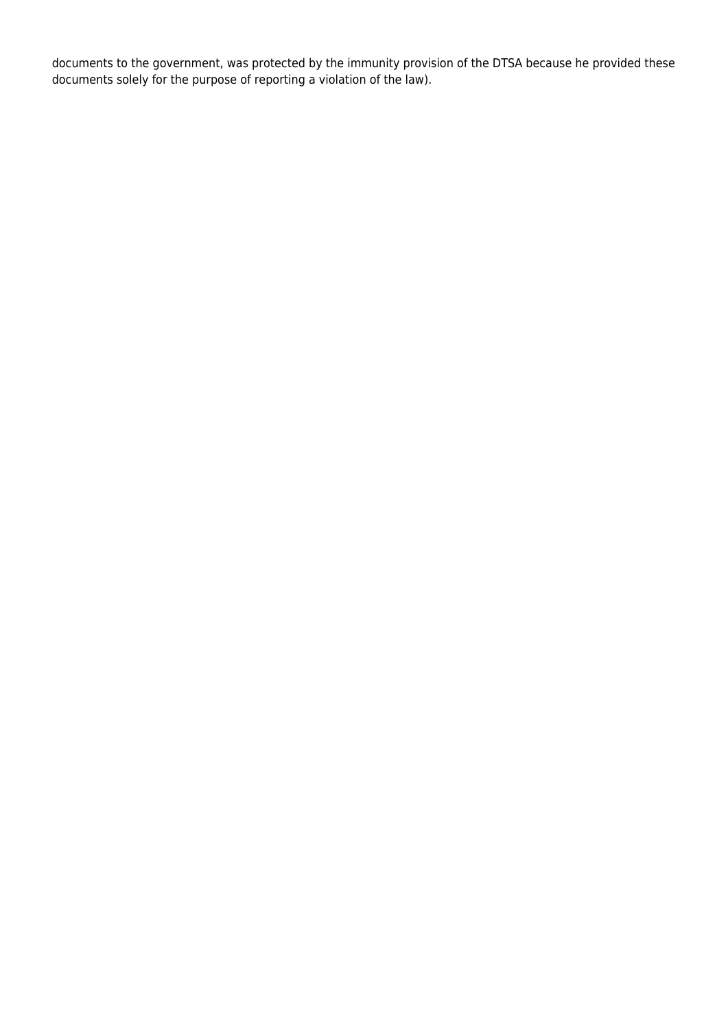documents to the government, was protected by the immunity provision of the DTSA because he provided these documents solely for the purpose of reporting a violation of the law).